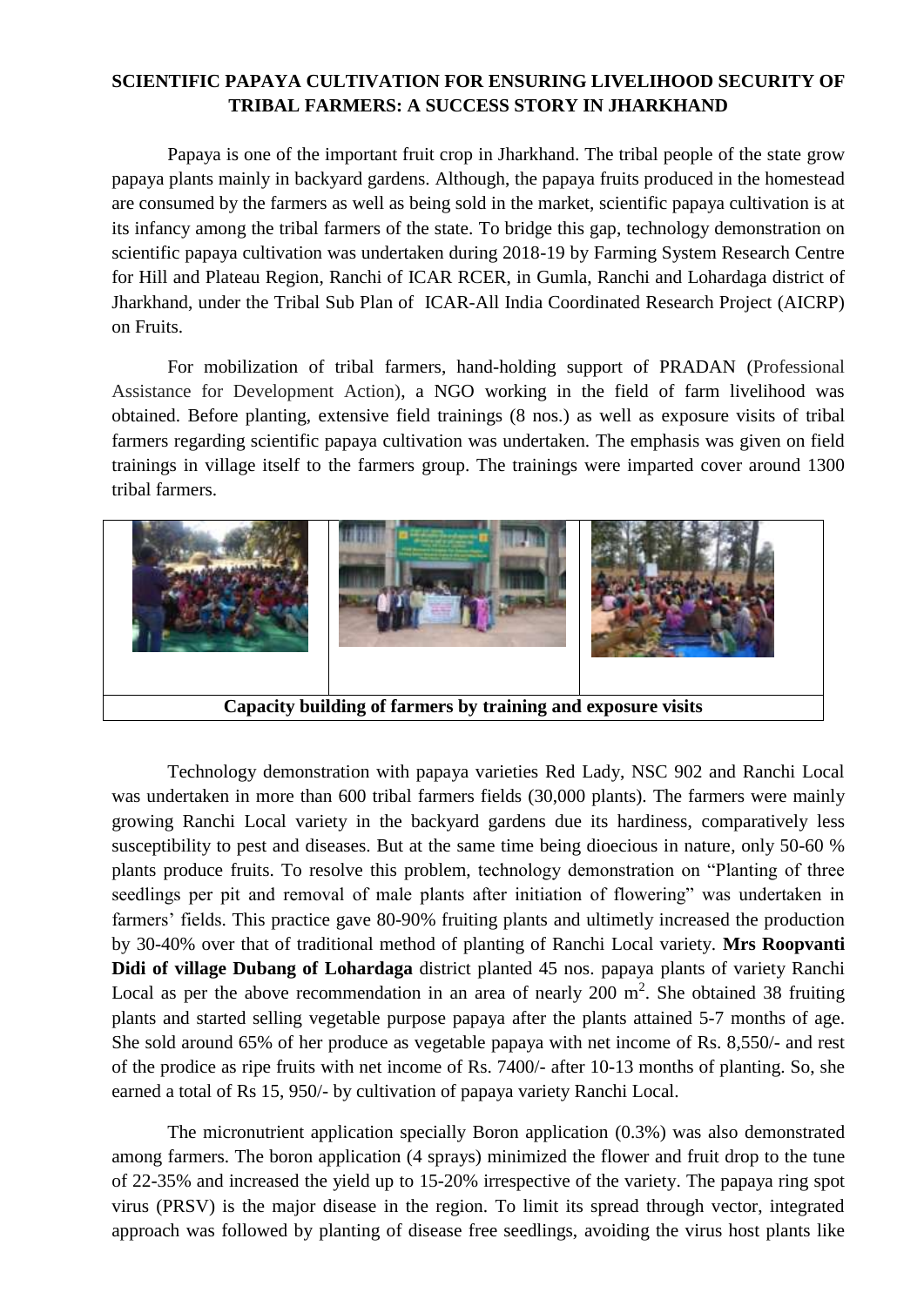**SCIENTIFIC PAPAYA CULTIVATION FOR ENSURING LIVELIHOOD SECURITY OF TRIBAL FARMERS: A SUCCESS STORY IN JHARKHAND**

Papaya is one of the important fruit crop in Jharkhand. The tribal people of the state grow papaya plants mainly in backyard gardens. Although, the papaya fruits produced in the homestead are consumed by the farmers as well as being sold in the market, scientific papaya cultivation is at its infancy among the tribal farmers of the state. To bridge this gap, technology demonstration on scientific papaya cultivation was undertaken during 2018-19 by Farming System Research Centre for Hill and Plateau Region, Ranchi of ICAR RCER, in Gumla, Ranchi and Lohardaga district of Jharkhand, under the Tribal Sub Plan of ICAR-All India Coordinated Research Project (AICRP) on Fruits.

For mobilization of tribal farmers, hand-holding support of PRADAN (Professional Assistance for Development Action), a NGO working in the field of farm livelihood was obtained. Before planting, extensive field trainings (8 nos.) as well as exposure visits of tribal farmers regarding scientific papaya cultivation was undertaken. The emphasis was given on field trainings in village itself to the farmers group. The trainings were imparted cover around 1300 tribal farmers.

**Capacity building of farmers by training and exposure visits**

Technology demonstration with papaya varieties Red Lady, NSC 902 and Ranchi Local was undertaken in more than 600 tribal farmers fields (30,000 plants). The farmers were mainly growing Ranchi Local variety in the backyard gardens due its hardiness, comparatively less susceptibility to pest and diseases. But at the same time being dioecious in nature, only 50-60 % plants produce fruits. To resolve this problem, technology demonstration on "Planting of three seedlings per pit and removal of male plants after initiation of flowering" was undertaken in farmers' fields. This practice gave 80-90% fruiting plants and ultimetly increased the production by 30-40% over that of traditional method of planting of Ranchi Local variety. **Mrs Roopvanti Didi of village Dubang of Lohardaga** district planted 45 nos. papaya plants of variety Ranchi Local as per the above recommendation in an area of nearly 200 m$^2$. She obtained 38 fruiting plants and started selling vegetable purpose papaya after the plants attained 5-7 months of age. She sold around 65% of her produce as vegetable papaya with net income of Rs. 8,550/- and rest of the prodice as ripe fruits with net income of Rs. 7400/- after 10-13 months of planting. So, she earned a total of Rs 15, 950/- by cultivation of papaya variety Ranchi Local.

The micronutrient application specially Boron application (0.3%) was also demonstrated among farmers. The boron application (4 sprays) minimized the flower and fruit drop to the tune of 22-35% and increased the yield up to 15-20% irrespective of the variety. The papaya ring spot virus (PRSV) is the major disease in the region. To limit its spread through vector, integrated approach was followed by planting of disease free seedlings, avoiding the virus host plants like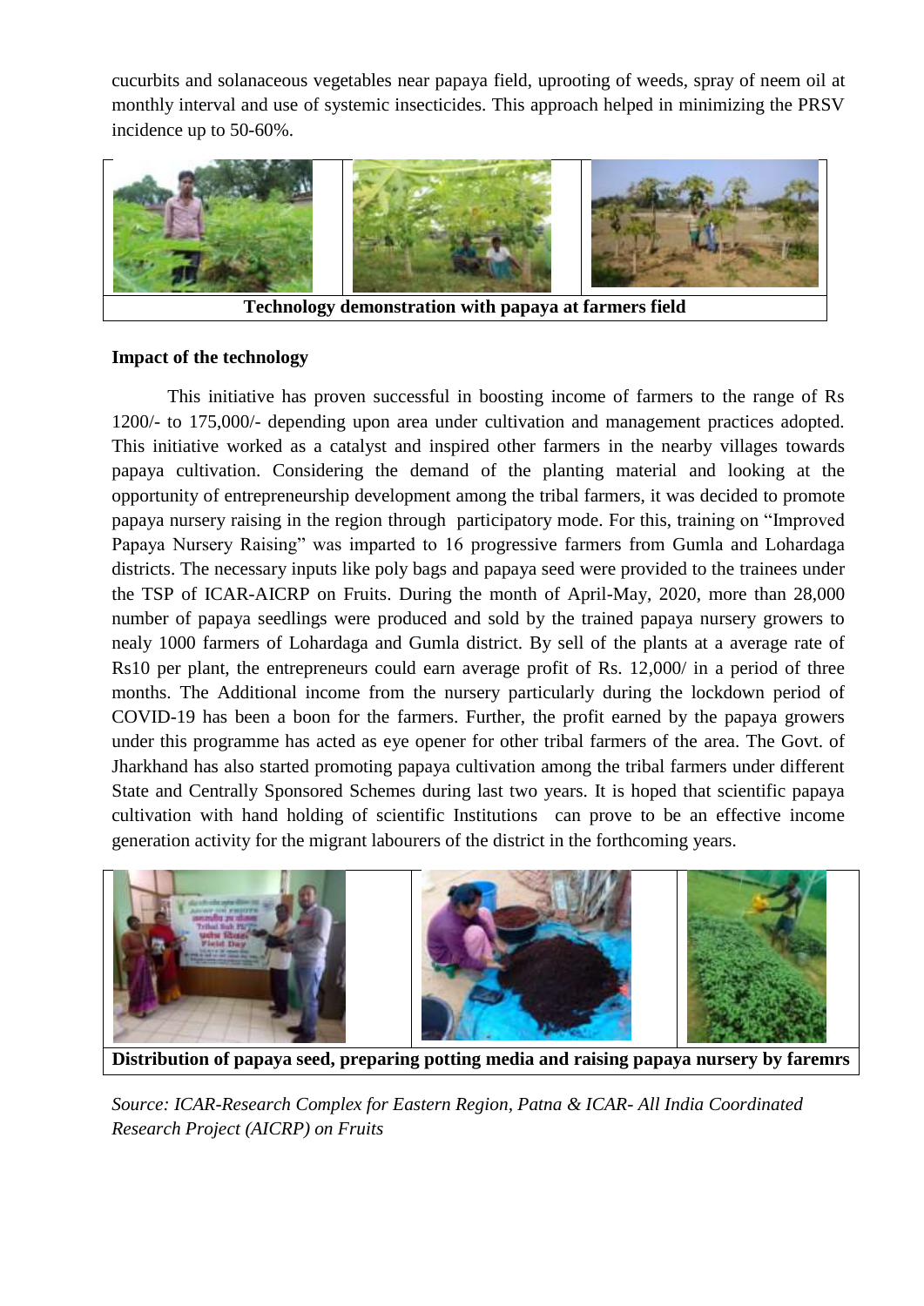cucurbits and solanaceous vegetables near papaya field, uprooting of weeds, spray of neem oil at monthly interval and use of systemic insecticides. This approach helped in minimizing the PRSV incidence up to 50-60%.

**Technology demonstration with papaya at farmers field**

**Impact of the technology**

This initiative has proven successful in boosting income of farmers to the range of Rs 1200/- to 175,000/- depending upon area under cultivation and management practices adopted. This initiative worked as a catalyst and inspired other farmers in the nearby villages towards papaya cultivation. Considering the demand of the planting material and looking at the opportunity of entrepreneurship development among the tribal farmers, it was decided to promote papaya nursery raising in the region through participatory mode. For this, training on "Improved Papaya Nursery Raising" was imparted to 16 progressive farmers from Gumla and Lohardaga districts. The necessary inputs like poly bags and papaya seed were provided to the trainees under the TSP of ICAR-AICRP on Fruits. During the month of April-May, 2020, more than 28,000 number of papaya seedlings were produced and sold by the trained papaya nursery growers to nealy 1000 farmers of Lohardaga and Gumla district. By sell of the plants at a average rate of Rs10 per plant, the entrepreneurs could earn average profit of Rs. 12,000/ in a period of three months. The Additional income from the nursery particularly during the lockdown period of COVID-19 has been a boon for the farmers. Further, the profit earned by the papaya growers under this programme has acted as eye opener for other tribal farmers of the area. The Govt. of Jharkhand has also started promoting papaya cultivation among the tribal farmers under different State and Centrally Sponsored Schemes during last two years. It is hoped that scientific papaya cultivation with hand holding of scientific Institutions can prove to be an effective income generation activity for the migrant labourers of the district in the forthcoming years.

**Distribution of papaya seed, preparing potting media and raising papaya nursery by faremrs**

*Source: ICAR-Research Complex for Eastern Region, Patna & ICAR- All India Coordinated Research Project (AICRP) on Fruits*